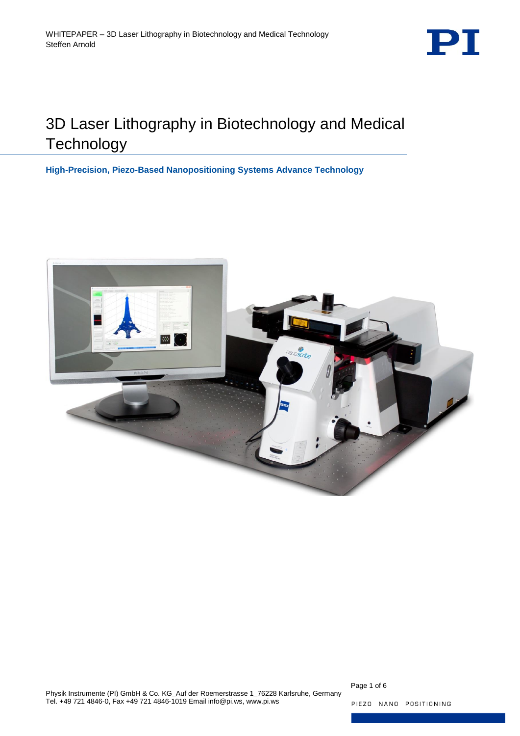# 3D Laser Lithography in Biotechnology and Medical Technology

**High-Precision, Piezo-Based Nanopositioning Systems Advance Technology**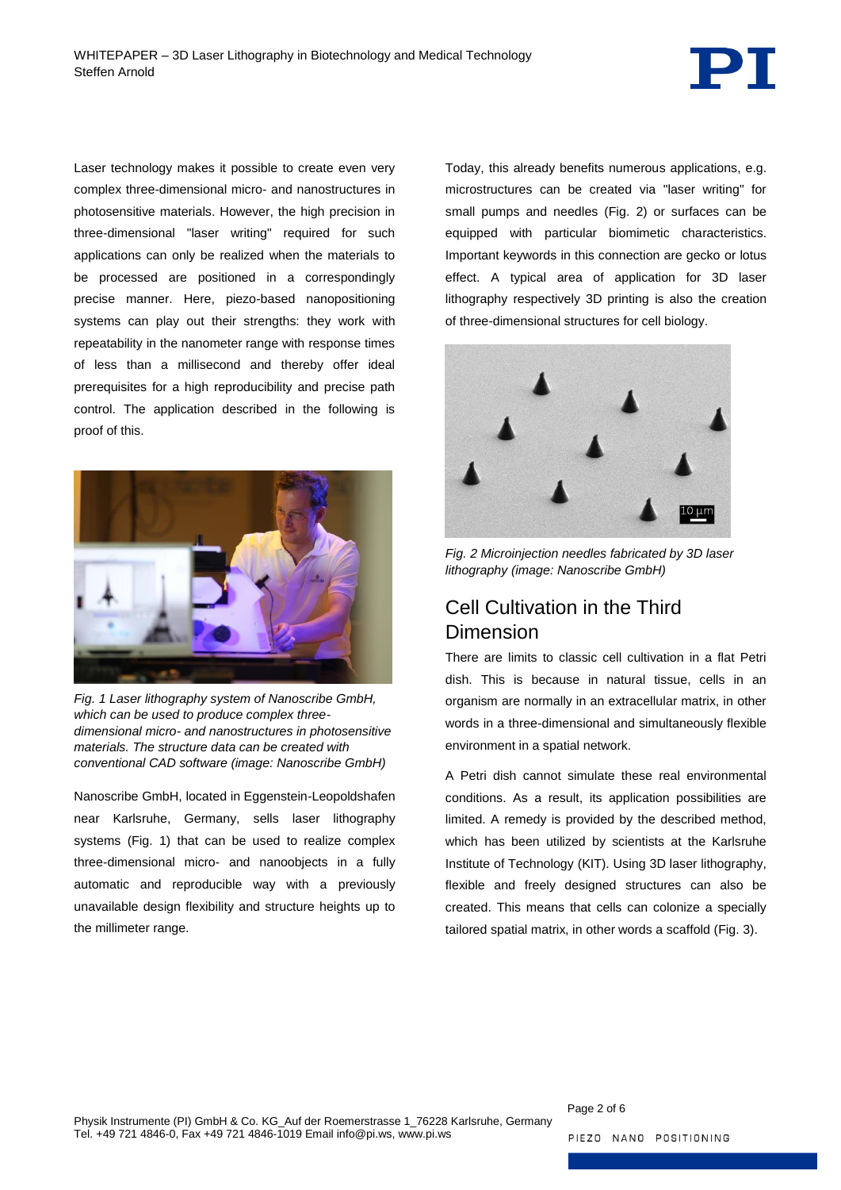Laser technology makes it possible to create even very complex three-dimensional micro- and nanostructures in photosensitive materials. However, the high precision in three-dimensional "laser writing" required for such applications can only be realized when the materials to be processed are positioned in a correspondingly precise manner. Here, piezo-based nanopositioning systems can play out their strengths: they work with repeatability in the nanometer range with response times of less than a millisecond and thereby offer ideal prerequisites for a high reproducibility and precise path control. The application described in the following is proof of this.

*Fig. 1 Laser lithography system of Nanoscribe GmbH, which can be used to produce complex three-dimensional micro- and nanostructures in photosensitive materials. The structure data can be created with conventional CAD software (image: Nanoscribe GmbH)*

Nanoscribe GmbH, located in Eggenstein-Leopoldshafen near Karlsruhe, Germany, sells laser lithography systems (Fig. 1) that can be used to realize complex three-dimensional micro- and nanoobjects in a fully automatic and reproducible way with a previously unavailable design flexibility and structure heights up to the millimeter range.

Today, this already benefits numerous applications, e.g. microstructures can be created via "laser writing" for small pumps and needles (Fig. 2) or surfaces can be equipped with particular biomimetic characteristics. Important keywords in this connection are gecko or lotus effect. A typical area of application for 3D laser lithography respectively 3D printing is also the creation of three-dimensional structures for cell biology.

*Fig. 2 Microinjection needles fabricated by 3D laser lithography (image: Nanoscribe GmbH)*

## Cell Cultivation in the Third Dimension

There are limits to classic cell cultivation in a flat Petri dish. This is because in natural tissue, cells in an organism are normally in an extracellular matrix, in other words in a three-dimensional and simultaneously flexible environment in a spatial network.

A Petri dish cannot simulate these real environmental conditions. As a result, its application possibilities are limited. A remedy is provided by the described method, which has been utilized by scientists at the Karlsruhe Institute of Technology (KIT). Using 3D laser lithography, flexible and freely designed structures can also be created. This means that cells can colonize a specially tailored spatial matrix, in other words a scaffold (Fig. 3).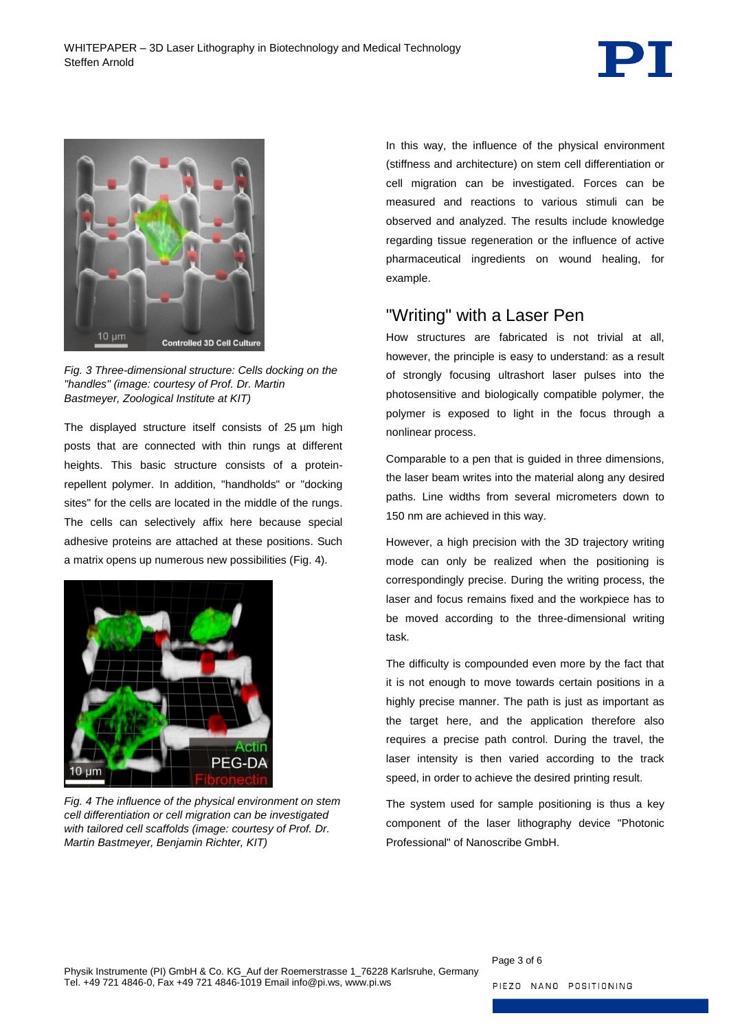*Fig. 3 Three-dimensional structure: Cells docking on the "handles" (image: courtesy of Prof. Dr. Martin Bastmeyer, Zoological Institute at KIT)*

The displayed structure itself consists of 25 µm high posts that are connected with thin rungs at different heights. This basic structure consists of a protein-repellent polymer. In addition, "handholds" or "docking sites" for the cells are located in the middle of the rungs. The cells can selectively affix here because special adhesive proteins are attached at these positions. Such a matrix opens up numerous new possibilities (Fig. 4).

*Fig. 4 The influence of the physical environment on stem cell differentiation or cell migration can be investigated with tailored cell scaffolds (image: courtesy of Prof. Dr. Martin Bastmeyer, Benjamin Richter, KIT)*

In this way, the influence of the physical environment (stiffness and architecture) on stem cell differentiation or cell migration can be investigated. Forces can be measured and reactions to various stimuli can be observed and analyzed. The results include knowledge regarding tissue regeneration or the influence of active pharmaceutical ingredients on wound healing, for example.

## "Writing" with a Laser Pen

How structures are fabricated is not trivial at all, however, the principle is easy to understand: as a result of strongly focusing ultrashort laser pulses into the photosensitive and biologically compatible polymer, the polymer is exposed to light in the focus through a nonlinear process.

Comparable to a pen that is guided in three dimensions, the laser beam writes into the material along any desired paths. Line widths from several micrometers down to 150 nm are achieved in this way.

However, a high precision with the 3D trajectory writing mode can only be realized when the positioning is correspondingly precise. During the writing process, the laser and focus remains fixed and the workpiece has to be moved according to the three-dimensional writing task.

The difficulty is compounded even more by the fact that it is not enough to move towards certain positions in a highly precise manner. The path is just as important as the target here, and the application therefore also requires a precise path control. During the travel, the laser intensity is then varied according to the track speed, in order to achieve the desired printing result.

The system used for sample positioning is thus a key component of the laser lithography device "Photonic Professional" of Nanoscribe GmbH.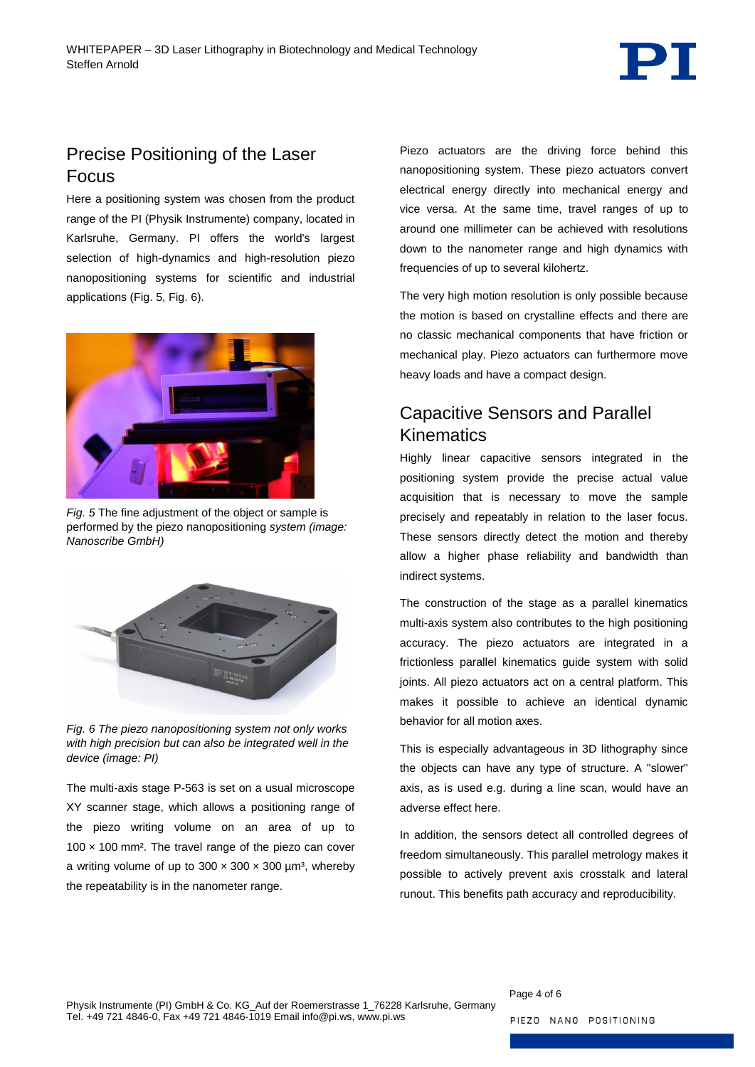## Precise Positioning of the Laser Focus

Here a positioning system was chosen from the product range of the PI (Physik Instrumente) company, located in Karlsruhe, Germany. PI offers the world's largest selection of high-dynamics and high-resolution piezo nanopositioning systems for scientific and industrial applications (Fig. 5, Fig. 6).

*Fig. 5* The fine adjustment of the object or sample is performed by the piezo nanopositioning *system (image: Nanoscribe GmbH)*

*Fig. 6 The piezo nanopositioning system not only works with high precision but can also be integrated well in the device (image: PI)*

The multi-axis stage P-563 is set on a usual microscope XY scanner stage, which allows a positioning range of the piezo writing volume on an area of up to 100 × 100 mm². The travel range of the piezo can cover a writing volume of up to 300 × 300 × 300 µm³, whereby the repeatability is in the nanometer range.

Piezo actuators are the driving force behind this nanopositioning system. These piezo actuators convert electrical energy directly into mechanical energy and vice versa. At the same time, travel ranges of up to around one millimeter can be achieved with resolutions down to the nanometer range and high dynamics with frequencies of up to several kilohertz.

The very high motion resolution is only possible because the motion is based on crystalline effects and there are no classic mechanical components that have friction or mechanical play. Piezo actuators can furthermore move heavy loads and have a compact design.

## Capacitive Sensors and Parallel Kinematics

Highly linear capacitive sensors integrated in the positioning system provide the precise actual value acquisition that is necessary to move the sample precisely and repeatably in relation to the laser focus. These sensors directly detect the motion and thereby allow a higher phase reliability and bandwidth than indirect systems.

The construction of the stage as a parallel kinematics multi-axis system also contributes to the high positioning accuracy. The piezo actuators are integrated in a frictionless parallel kinematics guide system with solid joints. All piezo actuators act on a central platform. This makes it possible to achieve an identical dynamic behavior for all motion axes.

This is especially advantageous in 3D lithography since the objects can have any type of structure. A "slower" axis, as is used e.g. during a line scan, would have an adverse effect here.

In addition, the sensors detect all controlled degrees of freedom simultaneously. This parallel metrology makes it possible to actively prevent axis crosstalk and lateral runout. This benefits path accuracy and reproducibility.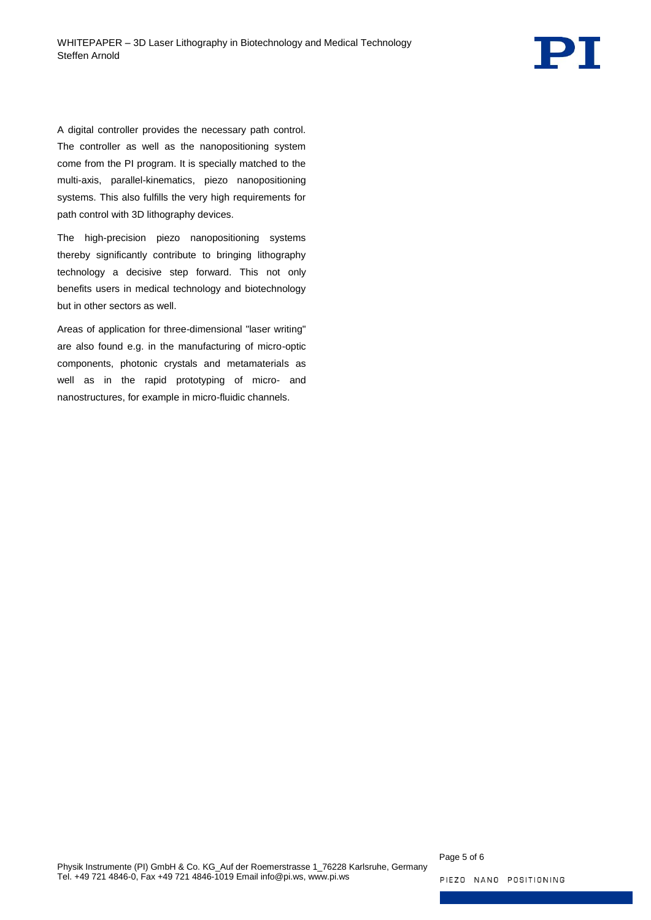A digital controller provides the necessary path control. The controller as well as the nanopositioning system come from the PI program. It is specially matched to the multi-axis, parallel-kinematics, piezo nanopositioning systems. This also fulfills the very high requirements for path control with 3D lithography devices.

The high-precision piezo nanopositioning systems thereby significantly contribute to bringing lithography technology a decisive step forward. This not only benefits users in medical technology and biotechnology but in other sectors as well.

Areas of application for three-dimensional "laser writing" are also found e.g. in the manufacturing of micro-optic components, photonic crystals and metamaterials as well as in the rapid prototyping of micro- and nanostructures, for example in micro-fluidic channels.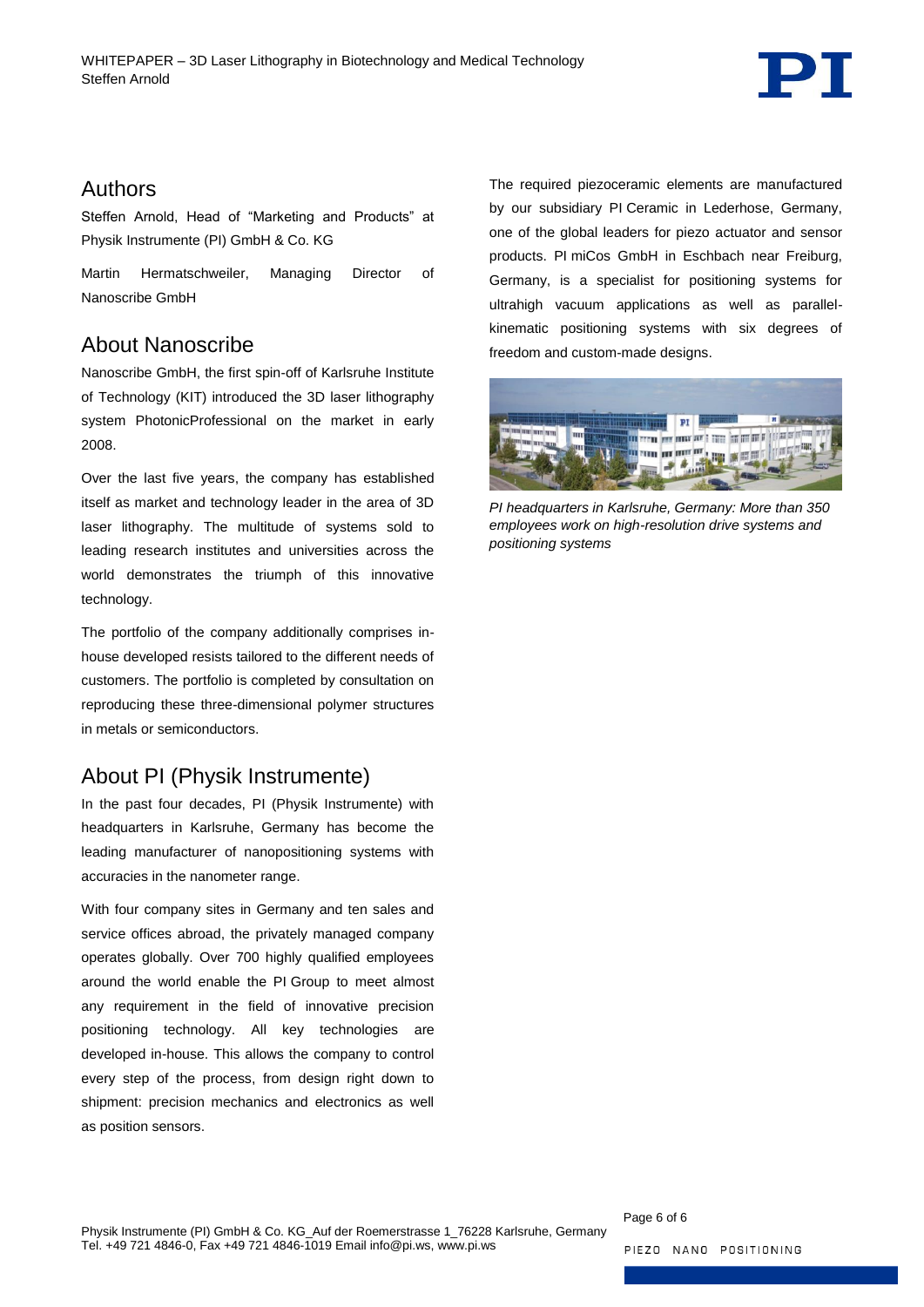## Authors

Steffen Arnold, Head of "Marketing and Products" at Physik Instrumente (PI) GmbH & Co. KG

Martin Hermatschweiler, Managing Director of Nanoscribe GmbH

## About Nanoscribe

Nanoscribe GmbH, the first spin-off of Karlsruhe Institute of Technology (KIT) introduced the 3D laser lithography system PhotonicProfessional on the market in early 2008.

Over the last five years, the company has established itself as market and technology leader in the area of 3D laser lithography. The multitude of systems sold to leading research institutes and universities across the world demonstrates the triumph of this innovative technology.

The portfolio of the company additionally comprises in-house developed resists tailored to the different needs of customers. The portfolio is completed by consultation on reproducing these three-dimensional polymer structures in metals or semiconductors.

## About PI (Physik Instrumente)

In the past four decades, PI (Physik Instrumente) with headquarters in Karlsruhe, Germany has become the leading manufacturer of nanopositioning systems with accuracies in the nanometer range.

With four company sites in Germany and ten sales and service offices abroad, the privately managed company operates globally. Over 700 highly qualified employees around the world enable the PI Group to meet almost any requirement in the field of innovative precision positioning technology. All key technologies are developed in-house. This allows the company to control every step of the process, from design right down to shipment: precision mechanics and electronics as well as position sensors.

The required piezoceramic elements are manufactured by our subsidiary PI Ceramic in Lederhose, Germany, one of the global leaders for piezo actuator and sensor products. PI miCos GmbH in Eschbach near Freiburg, Germany, is a specialist for positioning systems for ultrahigh vacuum applications as well as parallel-kinematic positioning systems with six degrees of freedom and custom-made designs.

*PI headquarters in Karlsruhe, Germany: More than 350 employees work on high-resolution drive systems and positioning systems*